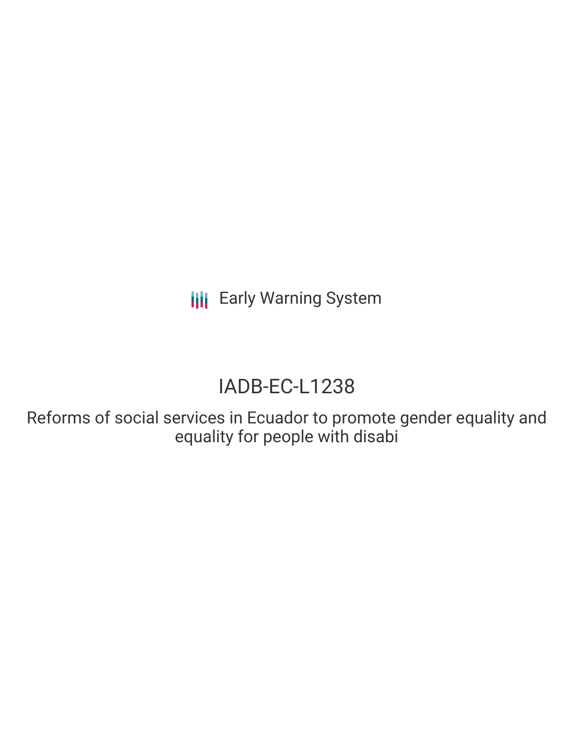Early Warning System

# IADB-EC-L1238

## Reforms of social services in Ecuador to promote gender equality and equality for people with disabi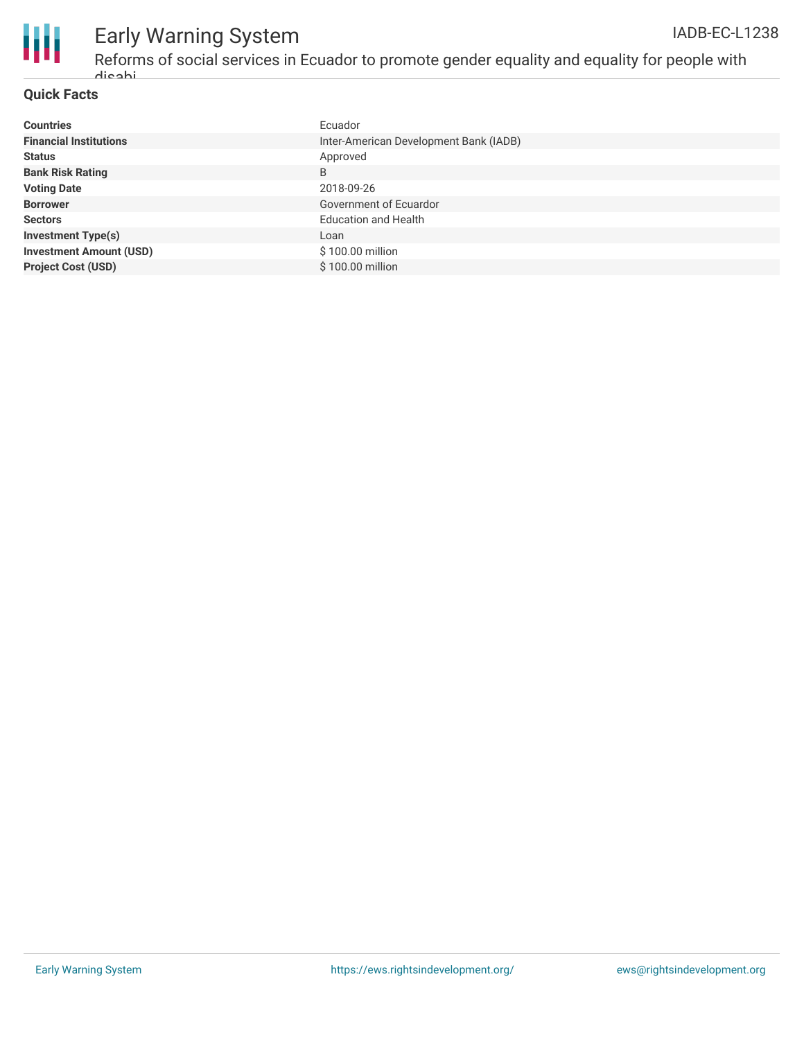## Quick Facts

| | |
|---|---|
| **Countries** | Ecuador |
| **Financial Institutions** | Inter-American Development Bank (IADB) |
| **Status** | Approved |
| **Bank Risk Rating** | B |
| **Voting Date** | 2018-09-26 |
| **Borrower** | Government of Ecuardor |
| **Sectors** | Education and Health |
| **Investment Type(s)** | Loan |
| **Investment Amount (USD)** | $ 100.00 million |
| **Project Cost (USD)** | $ 100.00 million |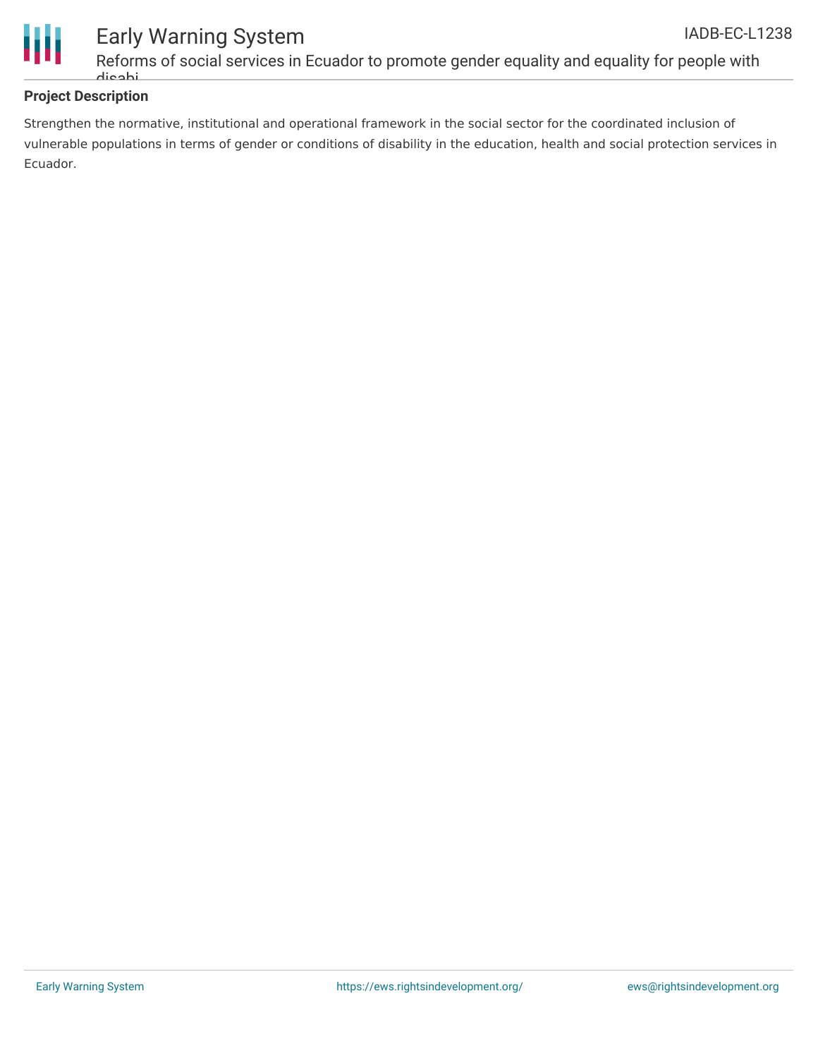## Project Description

Strengthen the normative, institutional and operational framework in the social sector for the coordinated inclusion of vulnerable populations in terms of gender or conditions of disability in the education, health and social protection services in Ecuador.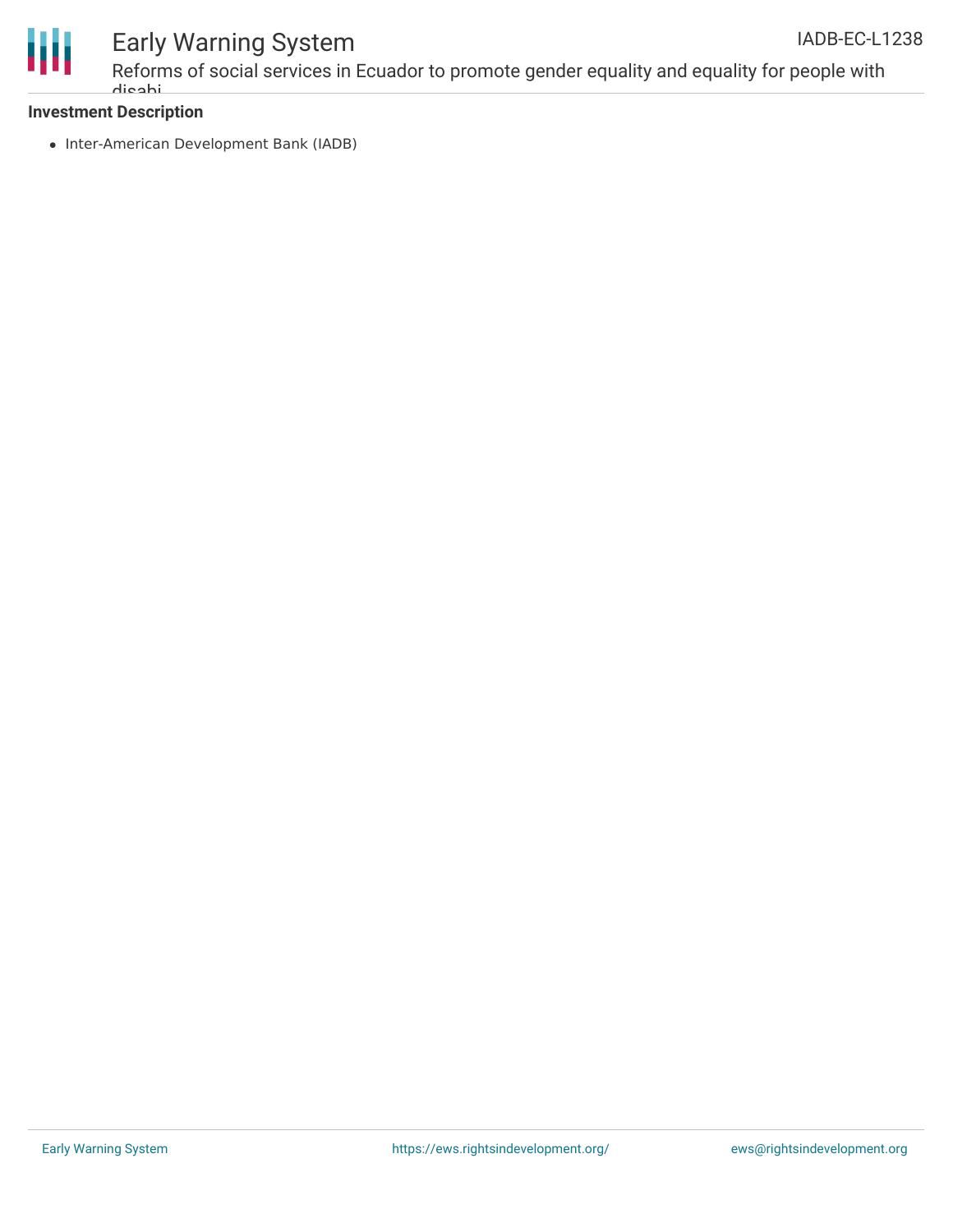**Investment Description**

- Inter-American Development Bank (IADB)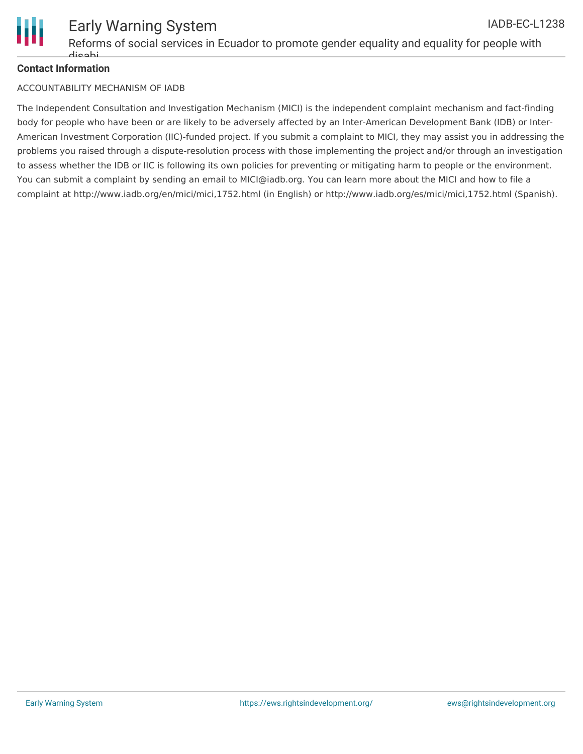**Contact Information**

ACCOUNTABILITY MECHANISM OF IADB

The Independent Consultation and Investigation Mechanism (MICI) is the independent complaint mechanism and fact-finding body for people who have been or are likely to be adversely affected by an Inter-American Development Bank (IDB) or Inter-American Investment Corporation (IIC)-funded project. If you submit a complaint to MICI, they may assist you in addressing the problems you raised through a dispute-resolution process with those implementing the project and/or through an investigation to assess whether the IDB or IIC is following its own policies for preventing or mitigating harm to people or the environment. You can submit a complaint by sending an email to MICI@iadb.org. You can learn more about the MICI and how to file a complaint at http://www.iadb.org/en/mici/mici,1752.html (in English) or http://www.iadb.org/es/mici/mici,1752.html (Spanish).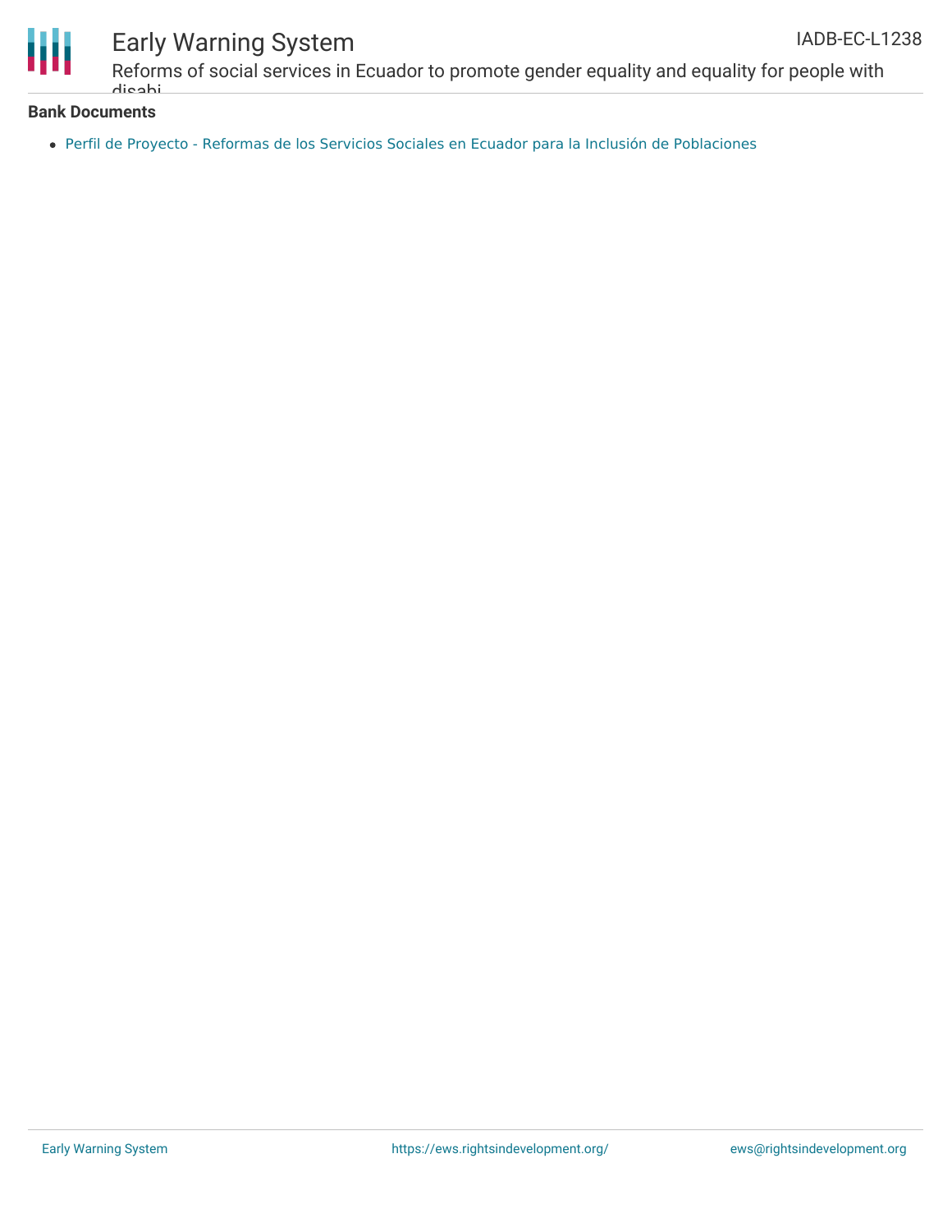## Bank Documents

- Perfil de Proyecto - Reformas de los Servicios Sociales en Ecuador para la Inclusión de Poblaciones